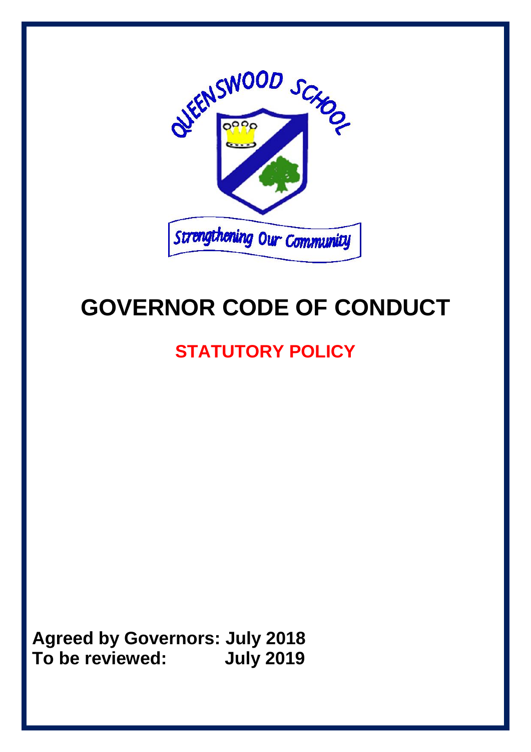QUEENSWOOD SCHOOL

Strengthening Our Community

# GOVERNOR CODE OF CONDUCT

## STATUTORY POLICY

**Agreed by Governors: July 2018**
**To be reviewed: July 2019**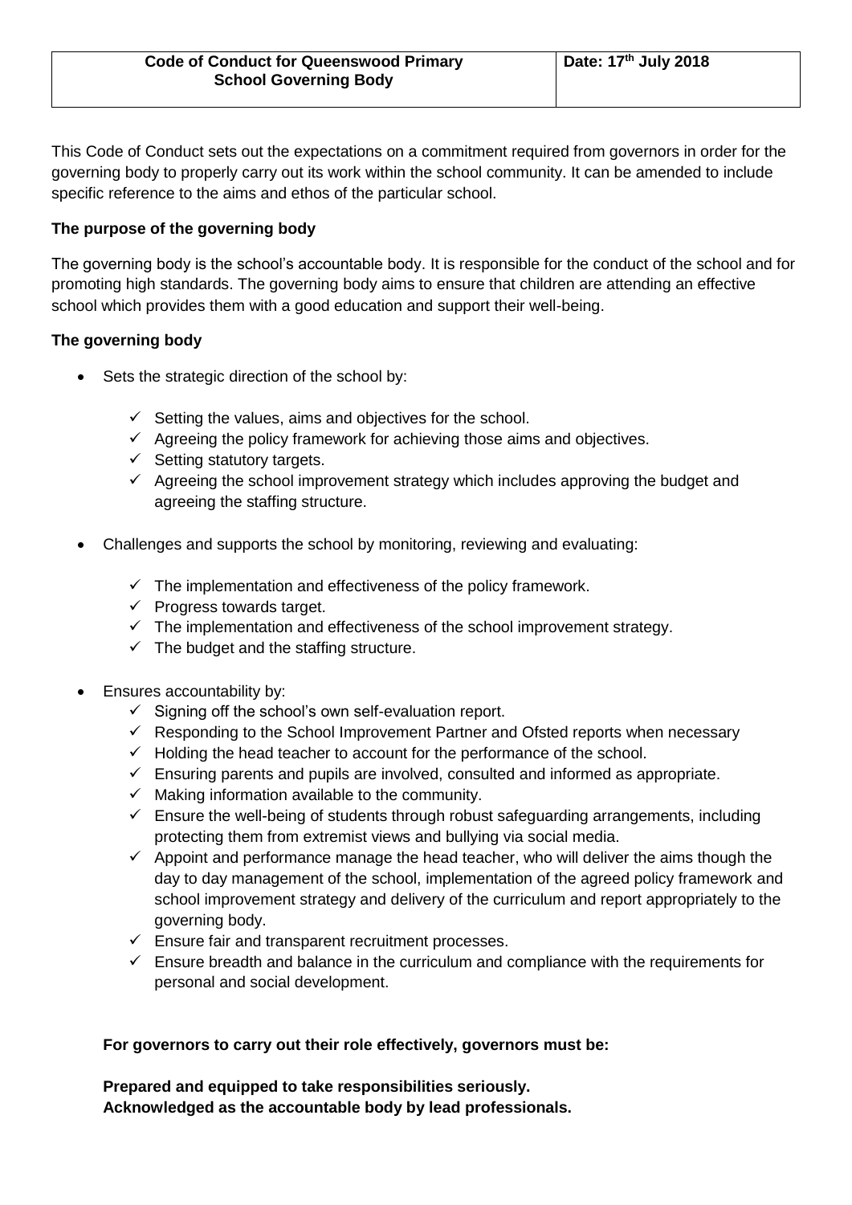| Code of Conduct for Queenswood Primary School Governing Body | Date: 17th July 2018 |
| --- | --- |

This Code of Conduct sets out the expectations on a commitment required from governors in order for the governing body to properly carry out its work within the school community. It can be amended to include specific reference to the aims and ethos of the particular school.

**The purpose of the governing body**

The governing body is the school's accountable body. It is responsible for the conduct of the school and for promoting high standards. The governing body aims to ensure that children are attending an effective school which provides them with a good education and support their well-being.

**The governing body**

- Sets the strategic direction of the school by:
    - ✓ Setting the values, aims and objectives for the school.
    - ✓ Agreeing the policy framework for achieving those aims and objectives.
    - ✓ Setting statutory targets.
    - ✓ Agreeing the school improvement strategy which includes approving the budget and agreeing the staffing structure.

- Challenges and supports the school by monitoring, reviewing and evaluating:
    - ✓ The implementation and effectiveness of the policy framework.
    - ✓ Progress towards target.
    - ✓ The implementation and effectiveness of the school improvement strategy.
    - ✓ The budget and the staffing structure.

- Ensures accountability by:
    - ✓ Signing off the school's own self-evaluation report.
    - ✓ Responding to the School Improvement Partner and Ofsted reports when necessary
    - ✓ Holding the head teacher to account for the performance of the school.
    - ✓ Ensuring parents and pupils are involved, consulted and informed as appropriate.
    - ✓ Making information available to the community.
    - ✓ Ensure the well-being of students through robust safeguarding arrangements, including protecting them from extremist views and bullying via social media.
    - ✓ Appoint and performance manage the head teacher, who will deliver the aims though the day to day management of the school, implementation of the agreed policy framework and school improvement strategy and delivery of the curriculum and report appropriately to the governing body.
    - ✓ Ensure fair and transparent recruitment processes.
    - ✓ Ensure breadth and balance in the curriculum and compliance with the requirements for personal and social development.

**For governors to carry out their role effectively, governors must be:**

**Prepared and equipped to take responsibilities seriously.**
**Acknowledged as the accountable body by lead professionals.**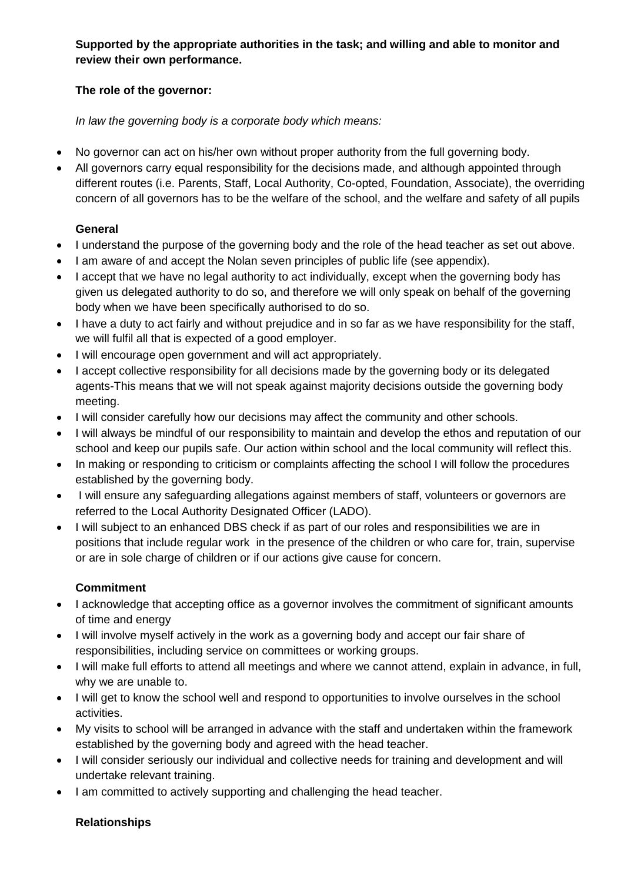**Supported by the appropriate authorities in the task; and willing and able to monitor and review their own performance.**

**The role of the governor:**

*In law the governing body is a corporate body which means:*

- No governor can act on his/her own without proper authority from the full governing body.
- All governors carry equal responsibility for the decisions made, and although appointed through different routes (i.e. Parents, Staff, Local Authority, Co-opted, Foundation, Associate), the overriding concern of all governors has to be the welfare of the school, and the welfare and safety of all pupils

**General**

- I understand the purpose of the governing body and the role of the head teacher as set out above.
- I am aware of and accept the Nolan seven principles of public life (see appendix).
- I accept that we have no legal authority to act individually, except when the governing body has given us delegated authority to do so, and therefore we will only speak on behalf of the governing body when we have been specifically authorised to do so.
- I have a duty to act fairly and without prejudice and in so far as we have responsibility for the staff, we will fulfil all that is expected of a good employer.
- I will encourage open government and will act appropriately.
- I accept collective responsibility for all decisions made by the governing body or its delegated agents-This means that we will not speak against majority decisions outside the governing body meeting.
- I will consider carefully how our decisions may affect the community and other schools.
- I will always be mindful of our responsibility to maintain and develop the ethos and reputation of our school and keep our pupils safe. Our action within school and the local community will reflect this.
- In making or responding to criticism or complaints affecting the school I will follow the procedures established by the governing body.
- I will ensure any safeguarding allegations against members of staff, volunteers or governors are referred to the Local Authority Designated Officer (LADO).
- I will subject to an enhanced DBS check if as part of our roles and responsibilities we are in positions that include regular work in the presence of the children or who care for, train, supervise or are in sole charge of children or if our actions give cause for concern.

**Commitment**

- I acknowledge that accepting office as a governor involves the commitment of significant amounts of time and energy
- I will involve myself actively in the work as a governing body and accept our fair share of responsibilities, including service on committees or working groups.
- I will make full efforts to attend all meetings and where we cannot attend, explain in advance, in full, why we are unable to.
- I will get to know the school well and respond to opportunities to involve ourselves in the school activities.
- My visits to school will be arranged in advance with the staff and undertaken within the framework established by the governing body and agreed with the head teacher.
- I will consider seriously our individual and collective needs for training and development and will undertake relevant training.
- I am committed to actively supporting and challenging the head teacher.

**Relationships**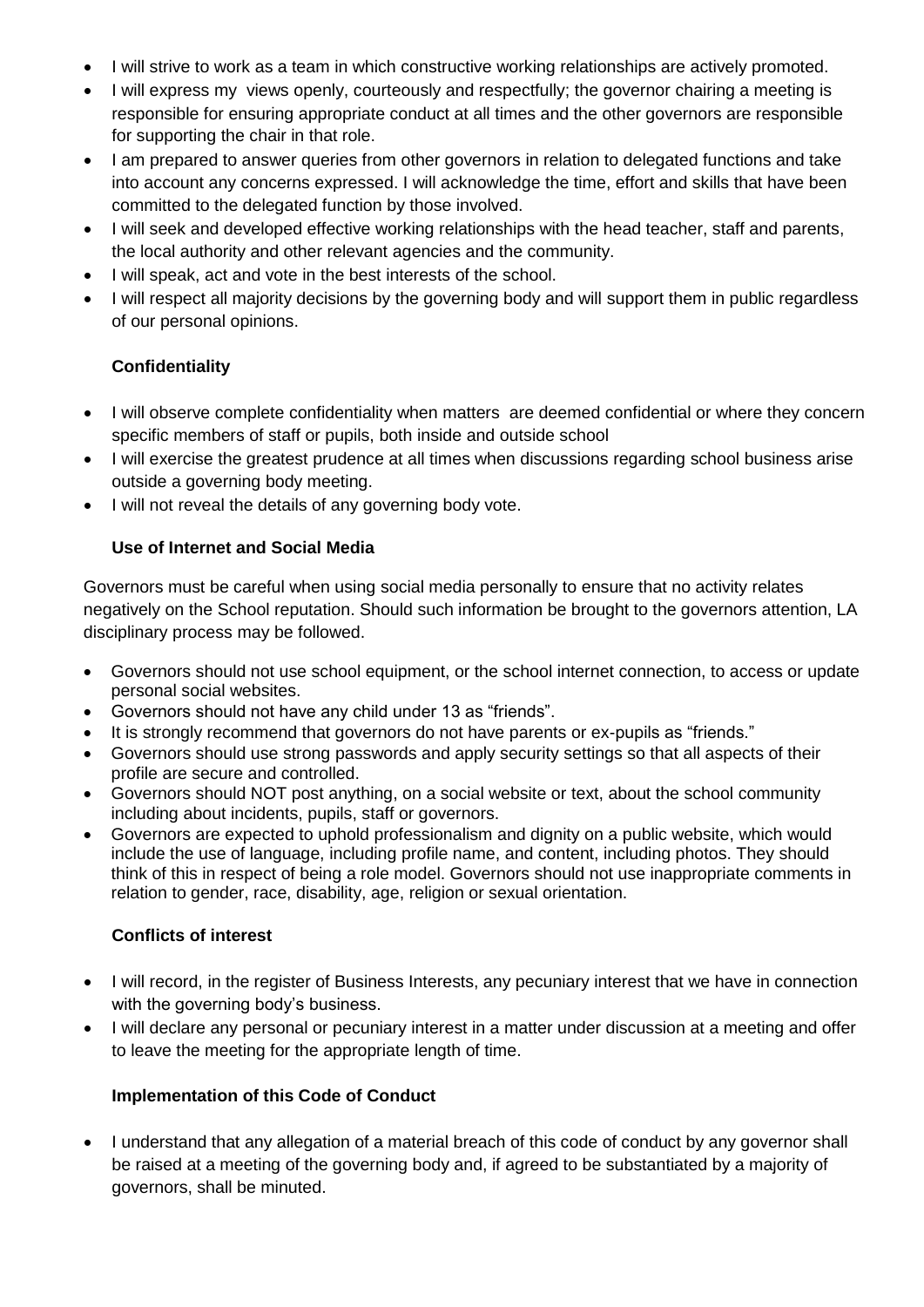- I will strive to work as a team in which constructive working relationships are actively promoted.
- I will express my views openly, courteously and respectfully; the governor chairing a meeting is responsible for ensuring appropriate conduct at all times and the other governors are responsible for supporting the chair in that role.
- I am prepared to answer queries from other governors in relation to delegated functions and take into account any concerns expressed. I will acknowledge the time, effort and skills that have been committed to the delegated function by those involved.
- I will seek and developed effective working relationships with the head teacher, staff and parents, the local authority and other relevant agencies and the community.
- I will speak, act and vote in the best interests of the school.
- I will respect all majority decisions by the governing body and will support them in public regardless of our personal opinions.

**Confidentiality**

- I will observe complete confidentiality when matters are deemed confidential or where they concern specific members of staff or pupils, both inside and outside school
- I will exercise the greatest prudence at all times when discussions regarding school business arise outside a governing body meeting.
- I will not reveal the details of any governing body vote.

**Use of Internet and Social Media**

Governors must be careful when using social media personally to ensure that no activity relates negatively on the School reputation. Should such information be brought to the governors attention, LA disciplinary process may be followed.

- Governors should not use school equipment, or the school internet connection, to access or update personal social websites.
- Governors should not have any child under 13 as "friends".
- It is strongly recommend that governors do not have parents or ex-pupils as "friends."
- Governors should use strong passwords and apply security settings so that all aspects of their profile are secure and controlled.
- Governors should NOT post anything, on a social website or text, about the school community including about incidents, pupils, staff or governors.
- Governors are expected to uphold professionalism and dignity on a public website, which would include the use of language, including profile name, and content, including photos. They should think of this in respect of being a role model. Governors should not use inappropriate comments in relation to gender, race, disability, age, religion or sexual orientation.

**Conflicts of interest**

- I will record, in the register of Business Interests, any pecuniary interest that we have in connection with the governing body's business.
- I will declare any personal or pecuniary interest in a matter under discussion at a meeting and offer to leave the meeting for the appropriate length of time.

**Implementation of this Code of Conduct**

- I understand that any allegation of a material breach of this code of conduct by any governor shall be raised at a meeting of the governing body and, if agreed to be substantiated by a majority of governors, shall be minuted.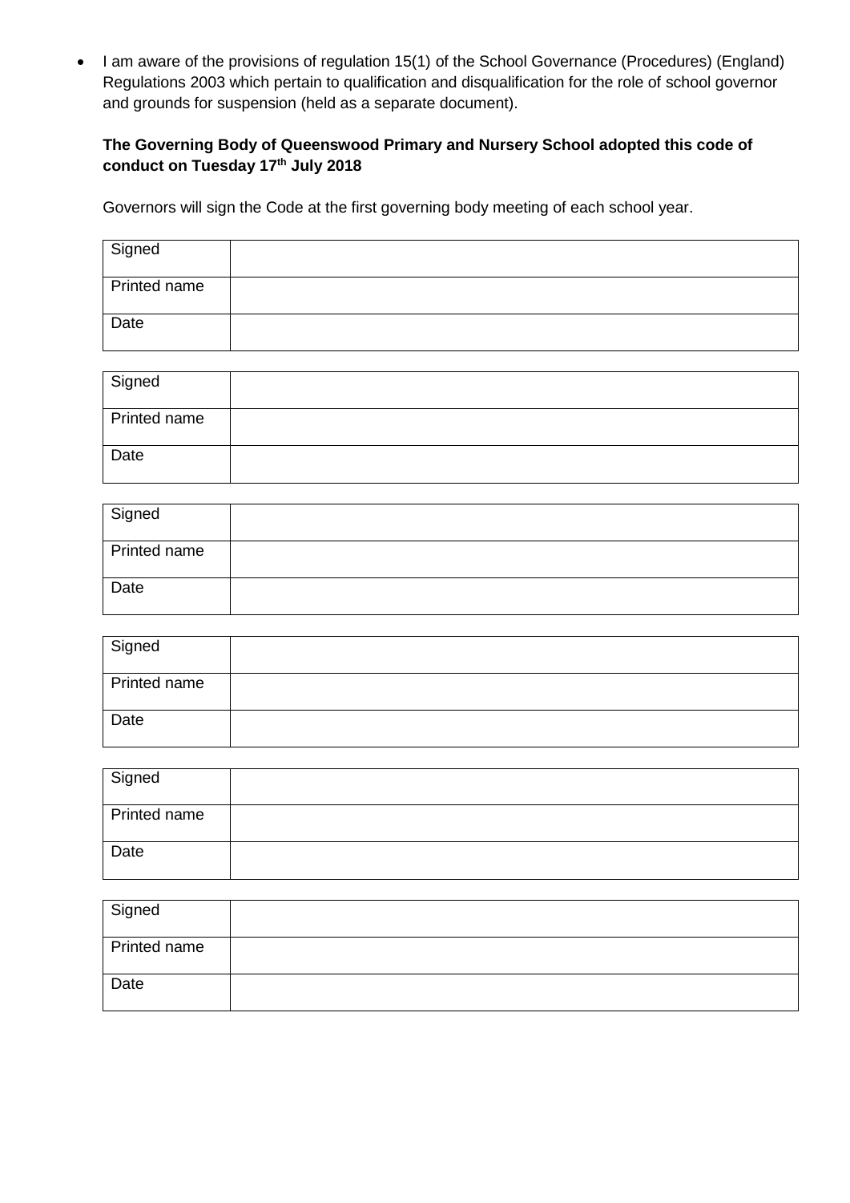- I am aware of the provisions of regulation 15(1) of the School Governance (Procedures) (England) Regulations 2003 which pertain to qualification and disqualification for the role of school governor and grounds for suspension (held as a separate document).

**The Governing Body of Queenswood Primary and Nursery School adopted this code of conduct on Tuesday 17th July 2018**

Governors will sign the Code at the first governing body meeting of each school year.

| Signed | |
|---|---|
| Printed name | |
| Date | |

| Signed | |
|---|---|
| Printed name | |
| Date | |

| Signed | |
|---|---|
| Printed name | |
| Date | |

| Signed | |
|---|---|
| Printed name | |
| Date | |

| Signed | |
|---|---|
| Printed name | |
| Date | |

| Signed | |
|---|---|
| Printed name | |
| Date | |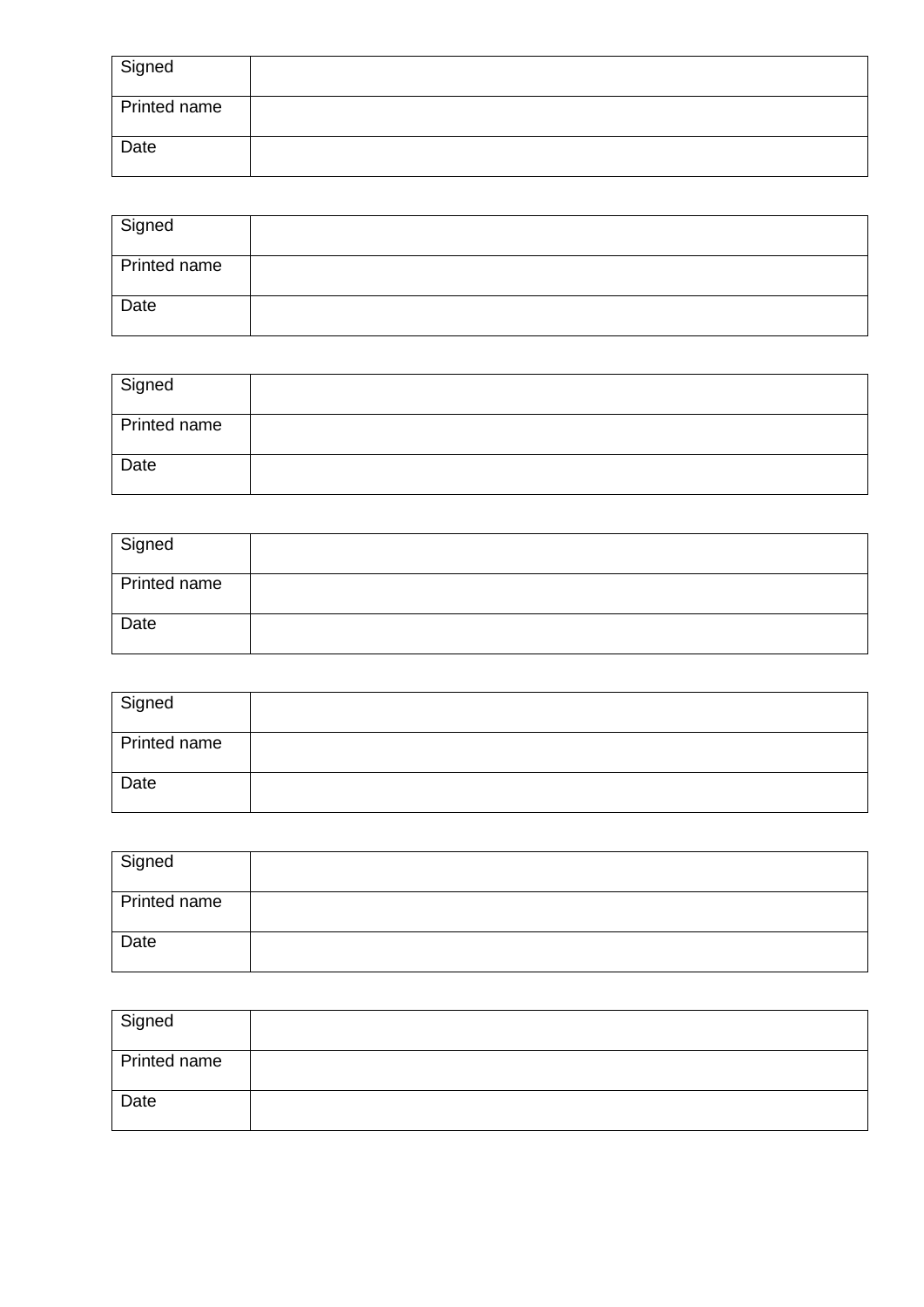| Signed | |
|---|---|
| Printed name | |
| Date | |

| Signed | |
|---|---|
| Printed name | |
| Date | |

| Signed | |
|---|---|
| Printed name | |
| Date | |

| Signed | |
|---|---|
| Printed name | |
| Date | |

| Signed | |
|---|---|
| Printed name | |
| Date | |

| Signed | |
|---|---|
| Printed name | |
| Date | |

| Signed | |
|---|---|
| Printed name | |
| Date | |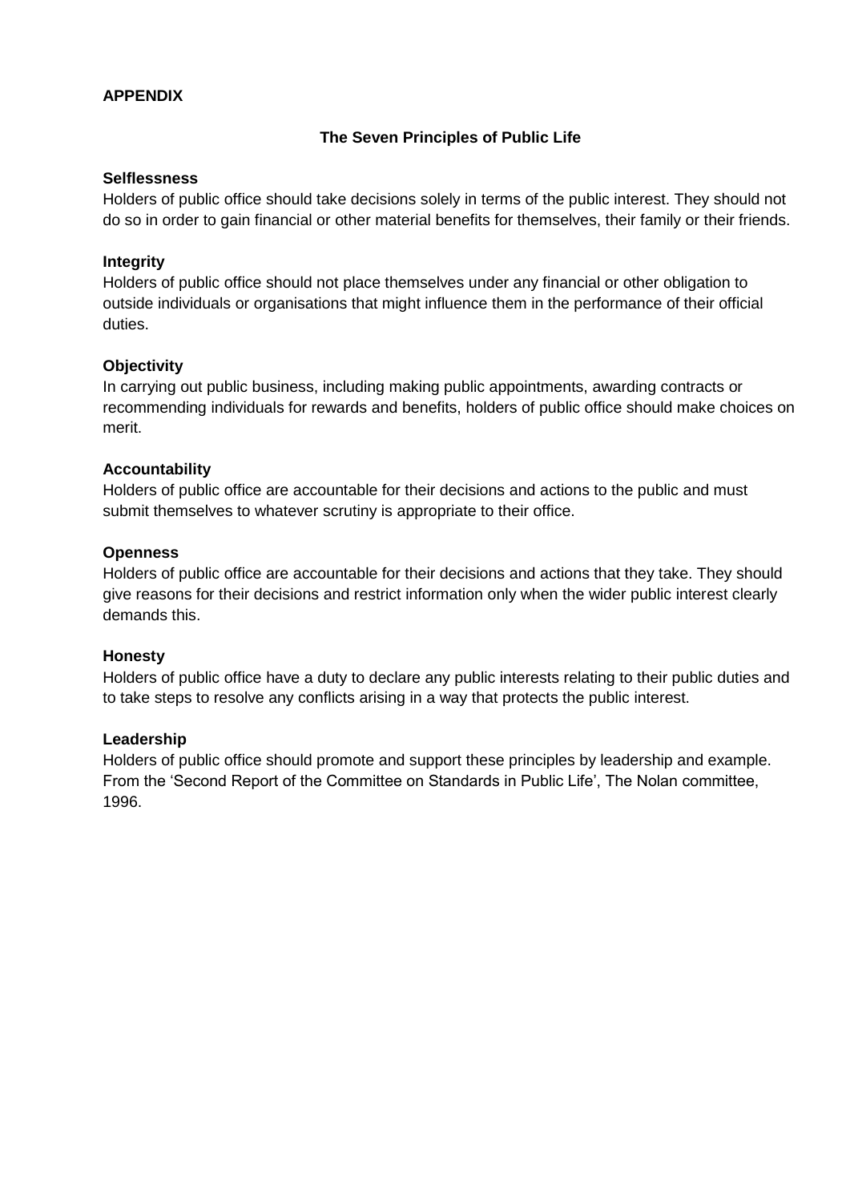**APPENDIX**

## The Seven Principles of Public Life

**Selflessness**
Holders of public office should take decisions solely in terms of the public interest. They should not do so in order to gain financial or other material benefits for themselves, their family or their friends.

**Integrity**
Holders of public office should not place themselves under any financial or other obligation to outside individuals or organisations that might influence them in the performance of their official duties.

**Objectivity**
In carrying out public business, including making public appointments, awarding contracts or recommending individuals for rewards and benefits, holders of public office should make choices on merit.

**Accountability**
Holders of public office are accountable for their decisions and actions to the public and must submit themselves to whatever scrutiny is appropriate to their office.

**Openness**
Holders of public office are accountable for their decisions and actions that they take. They should give reasons for their decisions and restrict information only when the wider public interest clearly demands this.

**Honesty**
Holders of public office have a duty to declare any public interests relating to their public duties and to take steps to resolve any conflicts arising in a way that protects the public interest.

**Leadership**
Holders of public office should promote and support these principles by leadership and example.
From the 'Second Report of the Committee on Standards in Public Life', The Nolan committee, 1996.